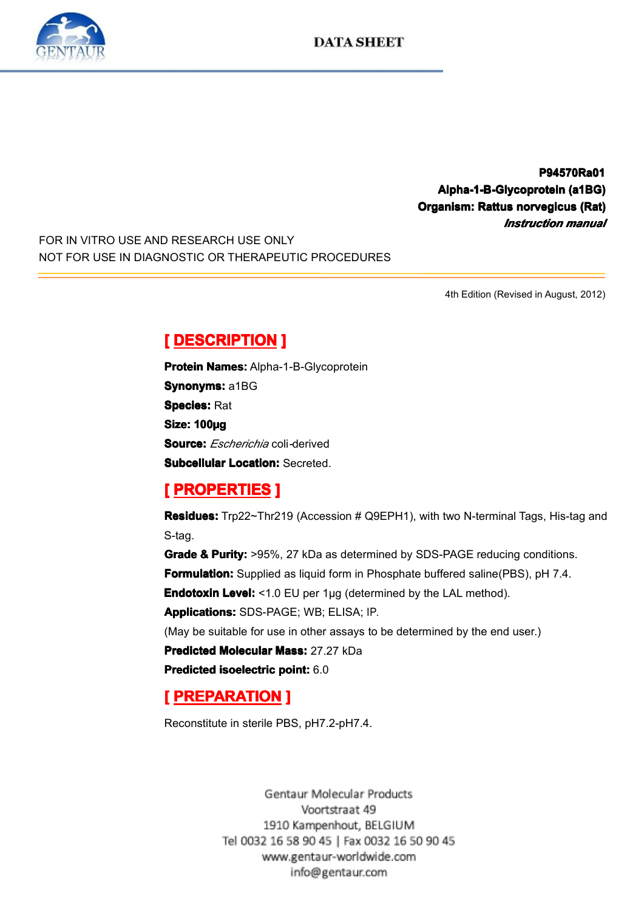**DATA SHEET**

**P94570Ra01**
**Alpha-1-B-Glycoprotein (a1BG)**
**Organism: Rattus norvegicus (Rat)**
***Instruction manual***

FOR IN VITRO USE AND RESEARCH USE ONLY
NOT FOR USE IN DIAGNOSTIC OR THERAPEUTIC PROCEDURES

4th Edition (Revised in August, 2012)

## [ DESCRIPTION ]

**Protein Names:** Alpha-1-B-Glycoprotein
**Synonyms:** a1BG
**Species:** Rat
**Size: 100µg**
**Source:** *Escherichia* coli-derived
**Subcellular Location:** Secreted.

## [ PROPERTIES ]

**Residues:** Trp22~Thr219 (Accession # Q9EPH1), with two N-terminal Tags, His-tag and S-tag.
**Grade & Purity:** >95%, 27 kDa as determined by SDS-PAGE reducing conditions.
**Formulation:** Supplied as liquid form in Phosphate buffered saline(PBS), pH 7.4.
**Endotoxin Level:** <1.0 EU per 1µg (determined by the LAL method).
**Applications:** SDS-PAGE; WB; ELISA; IP.
(May be suitable for use in other assays to be determined by the end user.)
**Predicted Molecular Mass:** 27.27 kDa
**Predicted isoelectric point:** 6.0

## [ PREPARATION ]

Reconstitute in sterile PBS, pH7.2-pH7.4.

Gentaur Molecular Products
Voortstraat 49
1910 Kampenhout, BELGIUM
Tel 0032 16 58 90 45 | Fax 0032 16 50 90 45
www.gentaur-worldwide.com
info@gentaur.com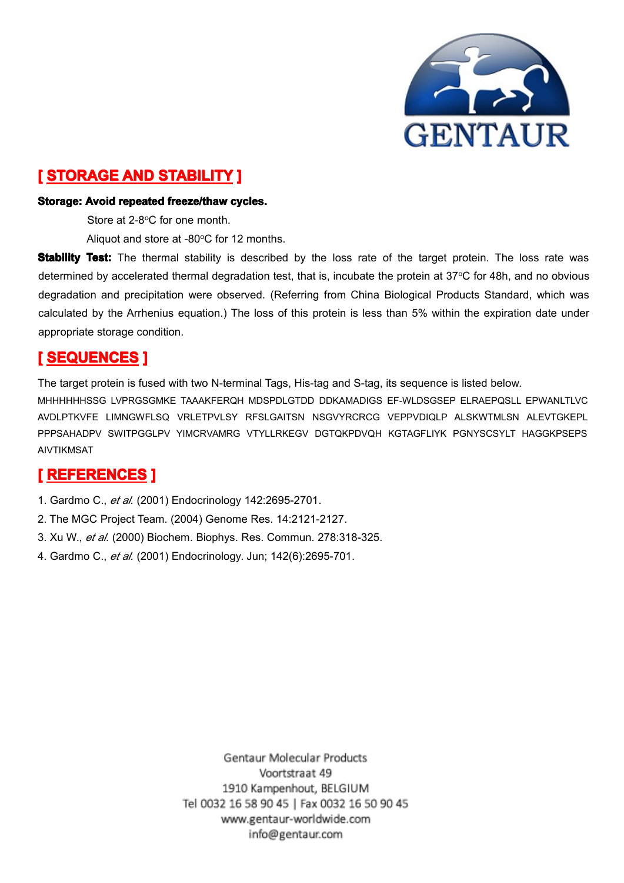## [ STORAGE AND STABILITY ]

**Storage: Avoid repeated freeze/thaw cycles.**

Store at 2-8°C for one month.

Aliquot and store at -80°C for 12 months.

**Stability Test:** The thermal stability is described by the loss rate of the target protein. The loss rate was determined by accelerated thermal degradation test, that is, incubate the protein at 37°C for 48h, and no obvious degradation and precipitation were observed. (Referring from China Biological Products Standard, which was calculated by the Arrhenius equation.) The loss of this protein is less than 5% within the expiration date under appropriate storage condition.

## [ SEQUENCES ]

The target protein is fused with two N-terminal Tags, His-tag and S-tag, its sequence is listed below.

MHHHHHHSSG LVPRGSGMKE TAAAKFERQH MDSPDLGTDD DDKAMADIGS EF-WLDSGSEP ELRAEPQSLL EPWANLTLVC AVDLPTKVFE LIMNGWFLSQ VRLETPVLSY RFSLGAITSN NSGVYRCRCG VEPPVDIQLP ALSKWTMLSN ALEVTGKEPL PPPSAHADPV SWITPGGLPV YIMCRVAMRG VTYLLRKEGV DGTQKPDVQH KGTAGFLIYK PGNYSCSYLT HAGGKPSEPS AIVTIKMSAT

## [ REFERENCES ]

1. Gardmo C., *et al.* (2001) Endocrinology 142:2695-2701.
2. The MGC Project Team. (2004) Genome Res. 14:2121-2127.
3. Xu W., *et al.* (2000) Biochem. Biophys. Res. Commun. 278:318-325.
4. Gardmo C., *et al.* (2001) Endocrinology. Jun; 142(6):2695-701.

Gentaur Molecular Products
Voortstraat 49
1910 Kampenhout, BELGIUM
Tel 0032 16 58 90 45 | Fax 0032 16 50 90 45
www.gentaur-worldwide.com
info@gentaur.com